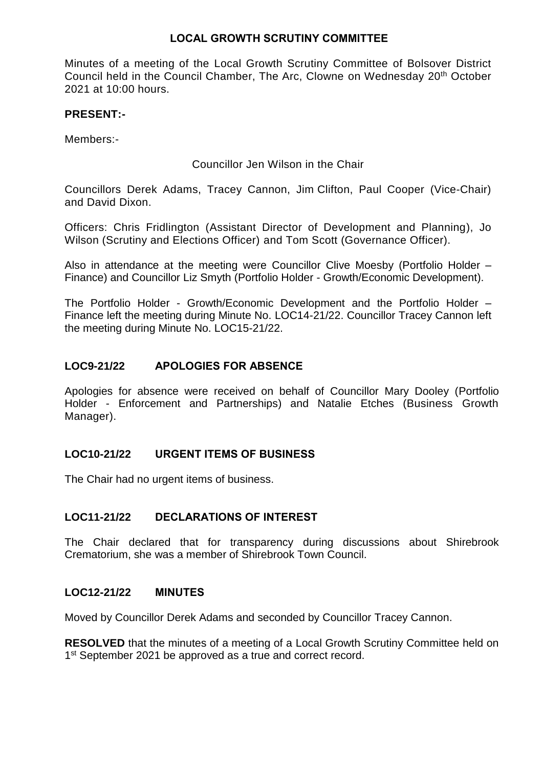# LOCAL GROWTH SCRUTINY COMMITTEE

Minutes of a meeting of the Local Growth Scrutiny Committee of Bolsover District Council held in the Council Chamber, The Arc, Clowne on Wednesday 20th October 2021 at 10:00 hours.

**PRESENT:-**

Members:-

Councillor Jen Wilson in the Chair

Councillors Derek Adams, Tracey Cannon, Jim Clifton, Paul Cooper (Vice-Chair) and David Dixon.

Officers: Chris Fridlington (Assistant Director of Development and Planning), Jo Wilson (Scrutiny and Elections Officer) and Tom Scott (Governance Officer).

Also in attendance at the meeting were Councillor Clive Moesby (Portfolio Holder – Finance) and Councillor Liz Smyth (Portfolio Holder - Growth/Economic Development).

The Portfolio Holder - Growth/Economic Development and the Portfolio Holder – Finance left the meeting during Minute No. LOC14-21/22. Councillor Tracey Cannon left the meeting during Minute No. LOC15-21/22.

## LOC9-21/22 APOLOGIES FOR ABSENCE

Apologies for absence were received on behalf of Councillor Mary Dooley (Portfolio Holder - Enforcement and Partnerships) and Natalie Etches (Business Growth Manager).

## LOC10-21/22 URGENT ITEMS OF BUSINESS

The Chair had no urgent items of business.

## LOC11-21/22 DECLARATIONS OF INTEREST

The Chair declared that for transparency during discussions about Shirebrook Crematorium, she was a member of Shirebrook Town Council.

## LOC12-21/22 MINUTES

Moved by Councillor Derek Adams and seconded by Councillor Tracey Cannon.

**RESOLVED** that the minutes of a meeting of a Local Growth Scrutiny Committee held on 1st September 2021 be approved as a true and correct record.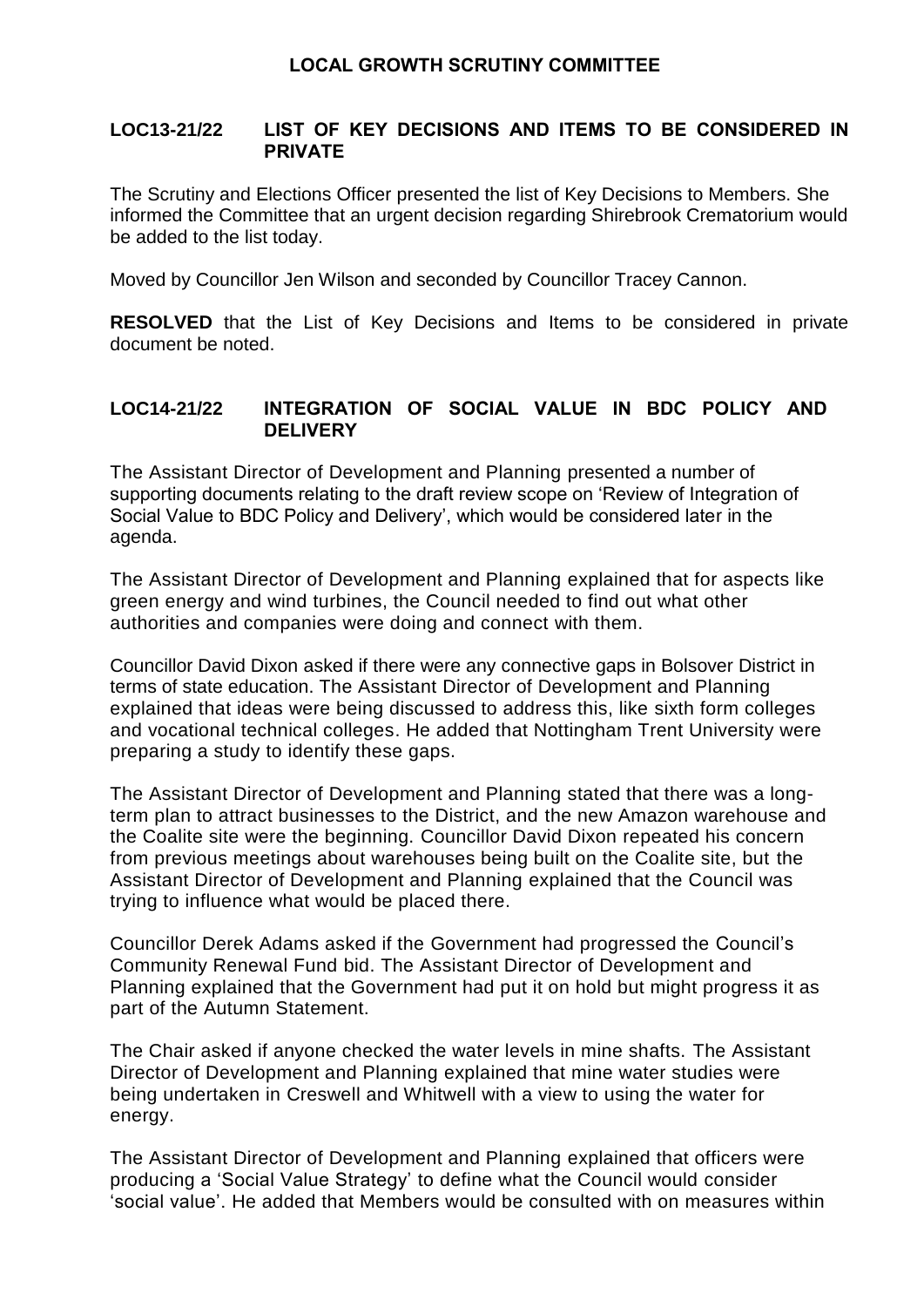# LOCAL GROWTH SCRUTINY COMMITTEE

## LOC13-21/22 LIST OF KEY DECISIONS AND ITEMS TO BE CONSIDERED IN PRIVATE

The Scrutiny and Elections Officer presented the list of Key Decisions to Members. She informed the Committee that an urgent decision regarding Shirebrook Crematorium would be added to the list today.

Moved by Councillor Jen Wilson and seconded by Councillor Tracey Cannon.

**RESOLVED** that the List of Key Decisions and Items to be considered in private document be noted.

## LOC14-21/22 INTEGRATION OF SOCIAL VALUE IN BDC POLICY AND DELIVERY

The Assistant Director of Development and Planning presented a number of supporting documents relating to the draft review scope on 'Review of Integration of Social Value to BDC Policy and Delivery', which would be considered later in the agenda.

The Assistant Director of Development and Planning explained that for aspects like green energy and wind turbines, the Council needed to find out what other authorities and companies were doing and connect with them.

Councillor David Dixon asked if there were any connective gaps in Bolsover District in terms of state education. The Assistant Director of Development and Planning explained that ideas were being discussed to address this, like sixth form colleges and vocational technical colleges. He added that Nottingham Trent University were preparing a study to identify these gaps.

The Assistant Director of Development and Planning stated that there was a long-term plan to attract businesses to the District, and the new Amazon warehouse and the Coalite site were the beginning. Councillor David Dixon repeated his concern from previous meetings about warehouses being built on the Coalite site, but the Assistant Director of Development and Planning explained that the Council was trying to influence what would be placed there.

Councillor Derek Adams asked if the Government had progressed the Council's Community Renewal Fund bid. The Assistant Director of Development and Planning explained that the Government had put it on hold but might progress it as part of the Autumn Statement.

The Chair asked if anyone checked the water levels in mine shafts. The Assistant Director of Development and Planning explained that mine water studies were being undertaken in Creswell and Whitwell with a view to using the water for energy.

The Assistant Director of Development and Planning explained that officers were producing a 'Social Value Strategy' to define what the Council would consider 'social value'. He added that Members would be consulted with on measures within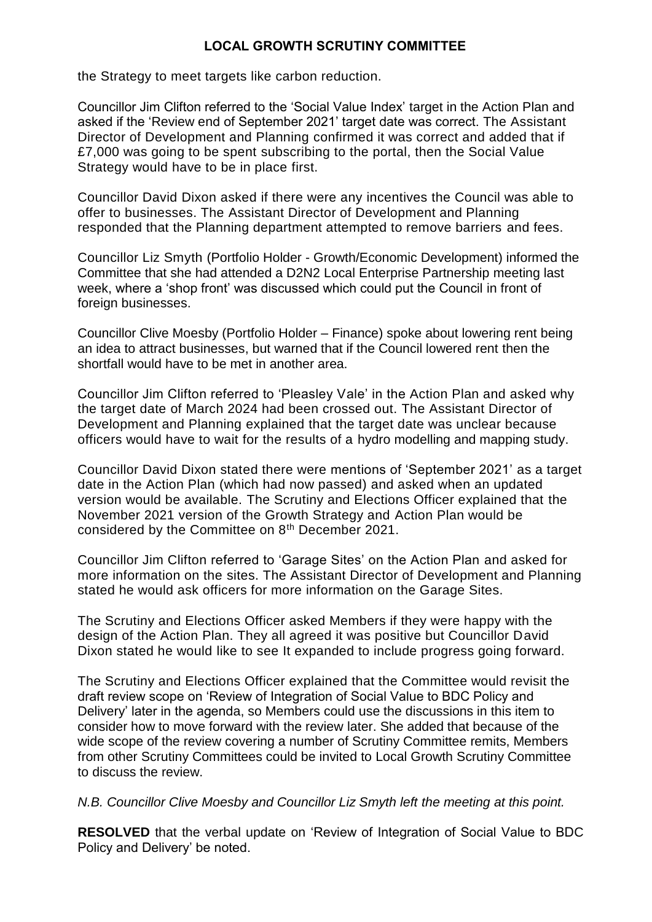the Strategy to meet targets like carbon reduction.

Councillor Jim Clifton referred to the 'Social Value Index' target in the Action Plan and asked if the 'Review end of September 2021' target date was correct. The Assistant Director of Development and Planning confirmed it was correct and added that if £7,000 was going to be spent subscribing to the portal, then the Social Value Strategy would have to be in place first.

Councillor David Dixon asked if there were any incentives the Council was able to offer to businesses. The Assistant Director of Development and Planning responded that the Planning department attempted to remove barriers and fees.

Councillor Liz Smyth (Portfolio Holder - Growth/Economic Development) informed the Committee that she had attended a D2N2 Local Enterprise Partnership meeting last week, where a 'shop front' was discussed which could put the Council in front of foreign businesses.

Councillor Clive Moesby (Portfolio Holder – Finance) spoke about lowering rent being an idea to attract businesses, but warned that if the Council lowered rent then the shortfall would have to be met in another area.

Councillor Jim Clifton referred to 'Pleasley Vale' in the Action Plan and asked why the target date of March 2024 had been crossed out. The Assistant Director of Development and Planning explained that the target date was unclear because officers would have to wait for the results of a hydro modelling and mapping study.

Councillor David Dixon stated there were mentions of 'September 2021' as a target date in the Action Plan (which had now passed) and asked when an updated version would be available. The Scrutiny and Elections Officer explained that the November 2021 version of the Growth Strategy and Action Plan would be considered by the Committee on 8th December 2021.

Councillor Jim Clifton referred to 'Garage Sites' on the Action Plan and asked for more information on the sites. The Assistant Director of Development and Planning stated he would ask officers for more information on the Garage Sites.

The Scrutiny and Elections Officer asked Members if they were happy with the design of the Action Plan. They all agreed it was positive but Councillor David Dixon stated he would like to see It expanded to include progress going forward.

The Scrutiny and Elections Officer explained that the Committee would revisit the draft review scope on 'Review of Integration of Social Value to BDC Policy and Delivery' later in the agenda, so Members could use the discussions in this item to consider how to move forward with the review later. She added that because of the wide scope of the review covering a number of Scrutiny Committee remits, Members from other Scrutiny Committees could be invited to Local Growth Scrutiny Committee to discuss the review.

*N.B. Councillor Clive Moesby and Councillor Liz Smyth left the meeting at this point.*

**RESOLVED** that the verbal update on 'Review of Integration of Social Value to BDC Policy and Delivery' be noted.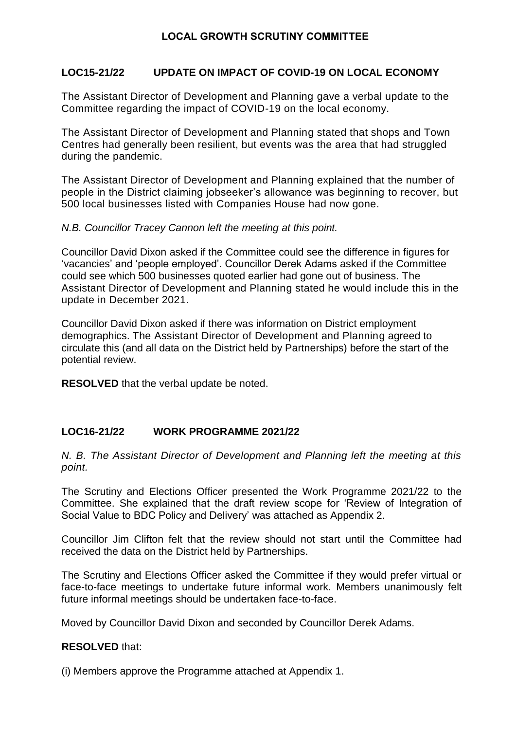**LOCAL GROWTH SCRUTINY COMMITTEE**

## LOC15-21/22 UPDATE ON IMPACT OF COVID-19 ON LOCAL ECONOMY

The Assistant Director of Development and Planning gave a verbal update to the Committee regarding the impact of COVID-19 on the local economy.

The Assistant Director of Development and Planning stated that shops and Town Centres had generally been resilient, but events was the area that had struggled during the pandemic.

The Assistant Director of Development and Planning explained that the number of people in the District claiming jobseeker's allowance was beginning to recover, but 500 local businesses listed with Companies House had now gone.

*N.B. Councillor Tracey Cannon left the meeting at this point.*

Councillor David Dixon asked if the Committee could see the difference in figures for 'vacancies' and 'people employed'. Councillor Derek Adams asked if the Committee could see which 500 businesses quoted earlier had gone out of business. The Assistant Director of Development and Planning stated he would include this in the update in December 2021.

Councillor David Dixon asked if there was information on District employment demographics. The Assistant Director of Development and Planning agreed to circulate this (and all data on the District held by Partnerships) before the start of the potential review.

**RESOLVED** that the verbal update be noted.

## LOC16-21/22 WORK PROGRAMME 2021/22

*N. B. The Assistant Director of Development and Planning left the meeting at this point.*

The Scrutiny and Elections Officer presented the Work Programme 2021/22 to the Committee. She explained that the draft review scope for 'Review of Integration of Social Value to BDC Policy and Delivery' was attached as Appendix 2.

Councillor Jim Clifton felt that the review should not start until the Committee had received the data on the District held by Partnerships.

The Scrutiny and Elections Officer asked the Committee if they would prefer virtual or face-to-face meetings to undertake future informal work. Members unanimously felt future informal meetings should be undertaken face-to-face.

Moved by Councillor David Dixon and seconded by Councillor Derek Adams.

**RESOLVED** that:

(i) Members approve the Programme attached at Appendix 1.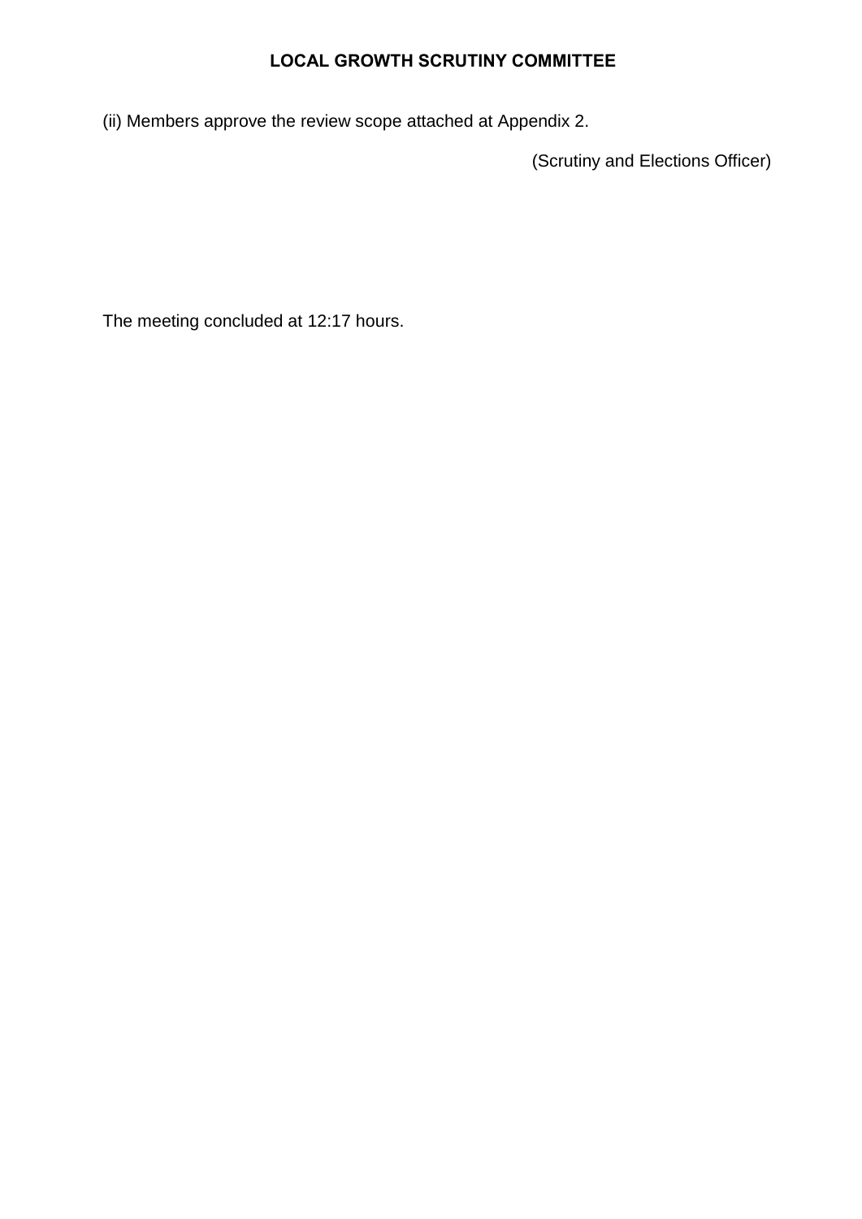(ii) Members approve the review scope attached at Appendix 2.

(Scrutiny and Elections Officer)

The meeting concluded at 12:17 hours.